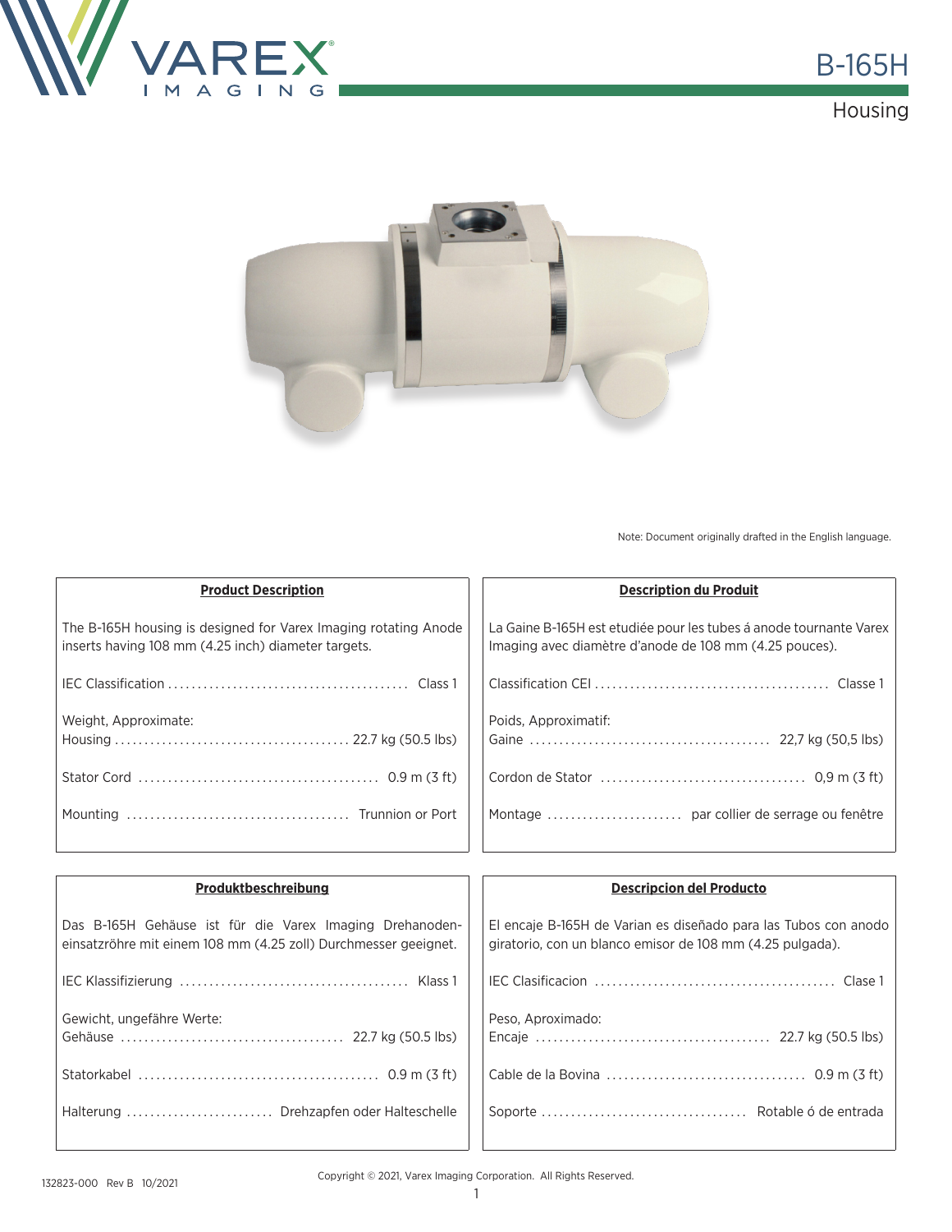# B-165H

## Housing

Note: Document originally drafted in the English language.

### Product Description

The B-165H housing is designed for Varex Imaging rotating Anode inserts having 108 mm (4.25 inch) diameter targets.

IEC Classification ........................................ Class 1

Weight, Approximate:
Housing ........................................ 22.7 kg (50.5 lbs)

Stator Cord ........................................ 0.9 m (3 ft)

Mounting ........................................ Trunnion or Port

### Description du Produit

La Gaine B-165H est etudiée pour les tubes á anode tournante Varex Imaging avec diamètre d'anode de 108 mm (4.25 pouces).

Classification CEI ........................................ Classe 1

Poids, Approximatif:
Gaine ........................................ 22,7 kg (50,5 lbs)

Cordon de Stator ........................................ 0,9 m (3 ft)

Montage ........................ par collier de serrage ou fenêtre

### Produktbeschreibung

Das B-165H Gehäuse ist für die Varex Imaging Drehanoden-einsatzröhre mit einem 108 mm (4.25 zoll) Durchmesser geeignet.

IEC Klassifizierung ........................................ Klass 1

Gewicht, ungefähre Werte:
Gehäuse ........................................ 22.7 kg (50.5 lbs)

Statorkabel ........................................ 0.9 m (3 ft)

Halterung ........................ Drehzapfen oder Halteschelle

### Descripcion del Producto

El encaje B-165H de Varian es diseñado para las Tubos con anodo giratorio, con un blanco emisor de 108 mm (4.25 pulgada).

IEC Clasificacion ........................................ Clase 1

Peso, Aproximado:
Encaje ........................................ 22.7 kg (50.5 lbs)

Cable de la Bovina ........................................ 0.9 m (3 ft)

Soporte ........................................ Rotable ó de entrada

132823-000 Rev B 10/2021

Copyright © 2021, Varex Imaging Corporation. All Rights Reserved.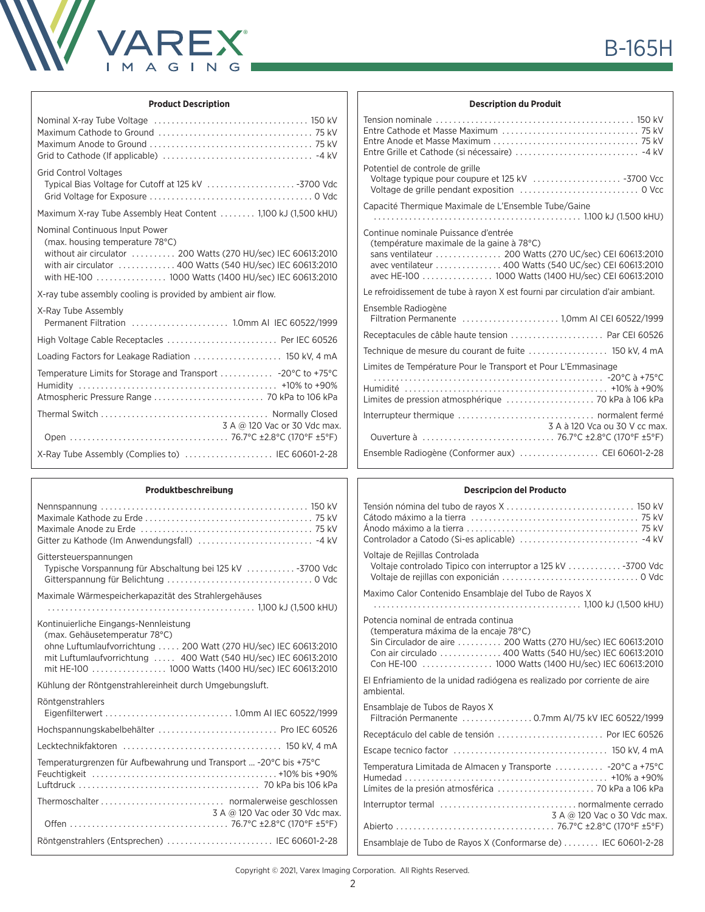# B-165H

## Product Description

Nominal X-ray Tube Voltage .......... 150 kV
Maximum Cathode to Ground .......... 75 kV
Maximum Anode to Ground .......... 75 kV
Grid to Cathode (If applicable) .......... -4 kV

Grid Control Voltages
Typical Bias Voltage for Cutoff at 125 kV .......... -3700 Vdc
Grid Voltage for Exposure .......... 0 Vdc

Maximum X-ray Tube Assembly Heat Content .......... 1,100 kJ (1,500 kHU)

Nominal Continuous Input Power
(max. housing temperature 78°C)
without air circulator .......... 200 Watts (270 HU/sec) IEC 60613:2010
with air circulator .......... 400 Watts (540 HU/sec) IEC 60613:2010
with HE-100 .......... 1000 Watts (1400 HU/sec) IEC 60613:2010

X-ray tube assembly cooling is provided by ambient air flow.

X-Ray Tube Assembly
Permanent Filtration .......... 1.0mm Al IEC 60522/1999

High Voltage Cable Receptacles .......... Per IEC 60526

Loading Factors for Leakage Radiation .......... 150 kV, 4 mA

Temperature Limits for Storage and Transport .......... -20°C to +75°C
Humidity .......... +10% to +90%
Atmospheric Pressure Range .......... 70 kPa to 106 kPa

Thermal Switch .......... Normally Closed
3 A @ 120 Vac or 30 Vdc max.
Open .......... 76.7°C ±2.8°C (170°F ±5°F)

X-Ray Tube Assembly (Complies to) .......... IEC 60601-2-28

## Description du Produit

Tension nominale .......... 150 kV
Entre Cathode et Masse Maximum .......... 75 kV
Entre Anode et Masse Maximum .......... 75 kV
Entre Grille et Cathode (si nécessaire) .......... -4 kV

Potentiel de controle de grille
Voltage typique pour coupure et 125 kV .......... -3700 Vcc
Voltage de grille pendant exposition .......... 0 Vcc

Capacité Thermique Maximale de L'Ensemble Tube/Gaine
.......... 1.100 kJ (1.500 kHU)

Continue nominale Puissance d'entrée
(température maximale de la gaine à 78°C)
sans ventilateur .......... 200 Watts (270 UC/sec) CEI 60613:2010
avec ventilateur .......... 400 Watts (540 UC/sec) CEI 60613:2010
avec HE-100 .......... 1000 Watts (1400 UC/sec) CEI 60613:2010

Le refroidissement de tube à rayon X est fourni par circulation d'air ambiant.

Ensemble Radiogène
Filtration Permanente .......... 1,0mm Al CEI 60522/1999

Receptacules de câble haute tension .......... Par CEI 60526

Technique de mesure du courant de fuite .......... 150 kV, 4 mA

Limites de Température Pour le Transport et Pour L'Emmasinage
.......... -20°C à +75°C
Humidité .......... +10% à +90%
Limites de pression atmosphérique .......... 70 kPa à 106 kPa

Interrupteur thermique .......... normalent fermé
3 A à 120 Vca ou 30 V cc max.
Ouverture à .......... 76.7°C ±2.8°C (170°F ±5°F)

Ensemble Radiogène (Conformer aux) .......... CEI 60601-2-28

## Produktbeschreibung

Nennspannung .......... 150 kV
Maximale Kathode zu Erde .......... 75 kV
Maximale Anode zu Erde .......... 75 kV
Gitter zu Kathode (Im Anwendungsfall) .......... -4 kV

Gittersteuerspannungen
Typische Vorspannung für Abschaltung bei 125 kV .......... -3700 Vdc
Gitterspannung für Belichtung .......... 0 Vdc

Maximale Wärmespeicherkapazität des Strahlergehäuses
.......... 1,100 kJ (1,500 kHU)

Kontinuierliche Eingangs-Nennleistung
(max. Gehäusetemperatur 78°C)
ohne Luftumlaufvorrichtung .......... 200 Watt (270 HU/sec) IEC 60613:2010
mit Luftumlaufvorrichtung .......... 400 Watt (540 HU/sec) IEC 60613:2010
mit HE-100 .......... 1000 Watts (1400 HU/sec) IEC 60613:2010

Kühlung der Röntgenstrahlereinheit durch Umgebungsluft.

Röntgenstrahlers
Eigenfilterwert .......... 1.0mm Al IEC 60522/1999

Hochspannungskabelbehälter .......... Pro IEC 60526

Lecktechnikfaktoren .......... 150 kV, 4 mA

Temperaturgrenzen für Aufbewahrung und Transport ... -20°C bis +75°C
Feuchtigkeit .......... +10% bis +90%
Luftdruck .......... 70 kPa bis 106 kPa

Thermoschalter .......... normalerweise geschlossen
3 A @ 120 Vac oder 30 Vdc max.
Offen .......... 76.7°C ±2.8°C (170°F ±5°F)

Röntgenstrahlers (Entsprechen) .......... IEC 60601-2-28

## Descripcion del Producto

Tensión nómina del tubo de rayos X .......... 150 kV
Cátodo máximo a la tierra .......... 75 kV
Ánodo máximo a la tierra .......... 75 kV
Controlador a Catodo (Si-es aplicable) .......... -4 kV

Voltaje de Rejillas Controlada
Voltaje controlado Tipico con interruptor a 125 kV .......... -3700 Vdc
Voltaje de rejillas con exponición .......... 0 Vdc

Maximo Calor Contenido Ensamblaje del Tubo de Rayos X
.......... 1,100 kJ (1,500 kHU)

Potencia nominal de entrada continua
(temperatura máxima de la encaje 78°C)
Sin Circulador de aire .......... 200 Watts (270 HU/sec) IEC 60613:2010
Con air circulado .......... 400 Watts (540 HU/sec) IEC 60613:2010
Con HE-100 .......... 1000 Watts (1400 HU/sec) IEC 60613:2010

El Enfriamiento de la unidad radiógena es realizado por corriente de aire ambiental.

Ensamblaje de Tubos de Rayos X
Filtración Permanente .......... 0.7mm Al/75 kV IEC 60522/1999

Receptáculo del cable de tensión .......... Por IEC 60526

Escape tecnico factor .......... 150 kV, 4 mA

Temperatura Limitada de Almacen y Transporte .......... -20°C a +75°C
Humedad .......... +10% a +90%
Límites de la presión atmosférica .......... 70 kPa a 106 kPa

Interruptor termal .......... normalmente cerrado
3 A @ 120 Vac o 30 Vdc max.
Abierto .......... 76.7°C ±2.8°C (170°F ±5°F)

Ensamblaje de Tubo de Rayos X (Conformarse de) .......... IEC 60601-2-28

Copyright © 2021, Varex Imaging Corporation. All Rights Reserved.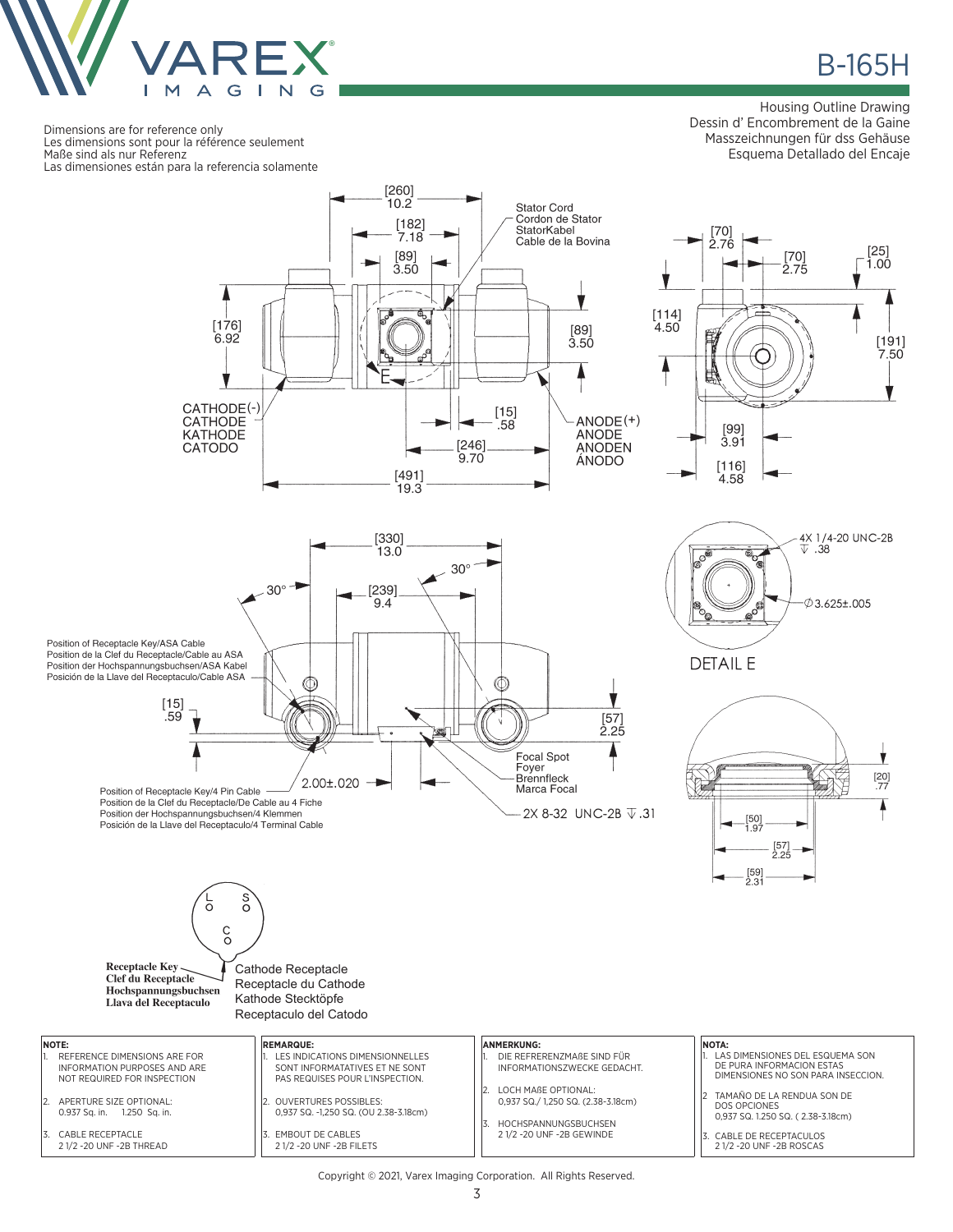# B-165H

Housing Outline Drawing
Dessin d' Encombrement de la Gaine
Masszeichnungen für dss Gehäuse
Esquema Detallado del Encaje

Dimensions are for reference only
Les dimensions sont pour la référence seulement
Maße sind als nur Referenz
Las dimensiones están para la referencia solamente

Stator Cord
Cordon de Stator
StatorKabel
Cable de la Bovina

[260] 10.2
[182] 7.18
[89] 3.50
[176] 6.92
[89] 3.50
[15] .58
[246] 9.70
[491] 19.3

CATHODE(-)
CATHODE
KATHODE
CATODO

ANODE(+)
ANODE
ANODEN
ÁNODO

[70] 2.76
[70] 2.75
[25] 1.00
[114] 4.50
[191] 7.50
[99] 3.91
[116] 4.58

[330] 13.0
[239] 9.4
30°
30°

Position of Receptacle Key/ASA Cable
Position de la Clef du Receptacle/Cable au ASA
Position der Hochspannungsbuchsen/ASA Kabel
Posición de la Llave del Receptaculo/Cable ASA

[15] .59
2.00±.020
[57] 2.25

Position of Receptacle Key/4 Pin Cable
Position de la Clef du Receptacle/De Cable au 4 Fiche
Position der Hochspannungsbuchsen/4 Klemmen
Posición de la Llave del Receptaculo/4 Terminal Cable

Focal Spot
Foyer
Brennfleck
Marca Focal

2X 8-32 UNC-2B ⊽.31

4X 1/4-20 UNC-2B ⊽ .38
∅3.625±.005

DETAIL E

[20] .77
[50] 1.97
[57] 2.25
[59] 2.31

L S C

**Receptacle Key**
**Clef du Receptacle**
**Hochspannungsbuchsen**
**Llava del Receptaculo**

Cathode Receptacle
Receptacle du Cathode
Kathode Stecktöpfe
Receptaculo del Catodo

| NOTE: | REMARQUE: | ANMERKUNG: | NOTA: |
|---|---|---|---|
| 1. REFERENCE DIMENSIONS ARE FOR INFORMATION PURPOSES AND ARE NOT REQUIRED FOR INSPECTION | 1. LES INDICATIONS DIMENSIONNELLES SONT INFORMATATIVES ET NE SONT PAS REQUISES POUR L'INSPECTION. | 1. DIE REFREREN­ZMAßE SIND FÜR INFORMATIONSZWECKE GEDACHT. | 1. LAS DIMENSIONES DEL ESQUEMA SON DE PURA INFORMACION ESTAS DIMENSIONES NO SON PARA INSECCION. |
| 2. APERTURE SIZE OPTIONAL: 0.937 Sq. in. 1.250 Sq. in. | 2. OUVERTURES POSSIBLES: 0,937 SQ. -1,250 SQ. (OU 2.38-3.18cm) | 2. LOCH MAßE OPTIONAL: 0,937 SQ./ 1,250 SQ. (2.38-3.18cm) | 2 TAMAÑO DE LA RENDUA SON DE DOS OPCIONES 0,937 SQ. 1.250 SQ. ( 2.38-3.18cm) |
| 3. CABLE RECEPTACLE 2 1/2 -20 UNF -2B THREAD | 3. EMBOUT DE CABLES 2 1/2 -20 UNF -2B FILETS | 3. HOCHSPANNUNGSBUCHSEN 2 1/2 -20 UNF -2B GEWINDE | 3. CABLE DE RECEPTACULOS 2 1/2 -20 UNF -2B ROSCAS |

Copyright © 2021, Varex Imaging Corporation. All Rights Reserved.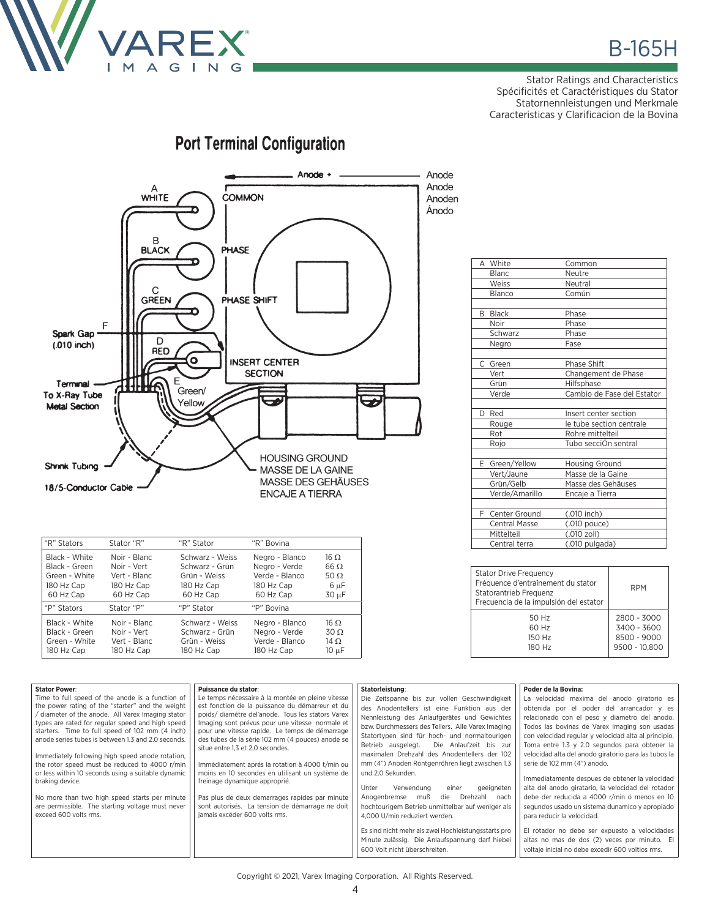# B-165H

Stator Ratings and Characteristics
Spécificités et Caractéristiques du Stator
Statornennleistungen und Merkmale
Caracteristicas y Clarificacion de la Bovina

## Port Terminal Configuration

Anode
Anode
Anoden
Ánodo

HOUSING GROUND
MASSE DE LA GAINE
MASSE DES GEHÄUSES
ENCAJE A TIERRA

| | | |
|---|---|---|
| A | White | Common |
| | Blanc | Neutre |
| | Weiss | Neutral |
| | Blanco | Común |
| B | Black | Phase |
| | Noir | Phase |
| | Schwarz | Phase |
| | Negro | Fase |
| C | Green | Phase Shift |
| | Vert | Changement de Phase |
| | Grün | Hilfsphase |
| | Verde | Cambio de Fase del Estator |
| D | Red | Insert center section |
| | Rouge | le tube section centrale |
| | Rot | Rohre mittelteil |
| | Rojo | Tubo secciÓn sentral |
| E | Green/Yellow | Housing Ground |
| | Vert/Jaune | Masse de la Gaine |
| | Grün/Gelb | Masse des Gehäuses |
| | Verde/Amarillo | Encaje a Tierra |
| F | Center Ground | (.010 inch) |
| | Central Masse | (.010 pouce) |
| | Mittelteil | (.010 zoll) |
| | Central terra | (.010 pulgada) |

| "R" Stators | Stator "R" | "R" Stator | "R" Bovina | |
|---|---|---|---|---|
| Black - White | Noir - Blanc | Schwarz - Weiss | Negro - Blanco | 16 Ω |
| Black - Green | Noir - Vert | Schwarz - Grün | Negro - Verde | 66 Ω |
| Green - White | Vert - Blanc | Grün - Weiss | Verde - Blanco | 50 Ω |
| 180 Hz Cap | 180 Hz Cap | 180 Hz Cap | 180 Hz Cap | 6 µF |
| 60 Hz Cap | 60 Hz Cap | 60 Hz Cap | 60 Hz Cap | 30 µF |
| **"P" Stators** | **Stator "P"** | **"P" Stator** | **"P" Bovina** | |
| Black - White | Noir - Blanc | Schwarz - Weiss | Negro - Blanco | 16 Ω |
| Black - Green | Noir - Vert | Schwarz - Grün | Negro - Verde | 30 Ω |
| Green - White | Vert - Blanc | Grün - Weiss | Verde - Blanco | 14 Ω |
| 180 Hz Cap | 180 Hz Cap | 180 Hz Cap | 180 Hz Cap | 10 µF |

| Stator Drive Frequency<br>Fréquence d'entraînement du stator<br>Statorantrieb Frequenz<br>Frecuencia de la impulsión del estator | RPM |
|---|---|
| 50 Hz | 2800 - 3000 |
| 60 Hz | 3400 - 3600 |
| 150 Hz | 8500 - 9000 |
| 180 Hz | 9500 - 10,800 |

**Stator Power**:
Time to full speed of the anode is a function of the power rating of the "starter" and the weight / diameter of the anode. All Varex Imaging stator types are rated for regular speed and high speed starters. Time to full speed of 102 mm (4 inch) anode series tubes is between 1.3 and 2.0 seconds.

Immediately following high speed anode rotation, the rotor speed must be reduced to 4000 r/min or less within 10 seconds using a suitable dynamic braking device.

No more than two high speed starts per minute are permissible. The starting voltage must never exceed 600 volts rms.

**Puissance du stator**:
Le temps nécessaire à la montée en pleine vitesse est fonction de la puissance du démarreur et du poids/ diamétre del'anode. Tous les stators Varex Imaging sont prévus pour une vitesse normale et pour une vitesse rapide. Le temps de démarrage des tubes de la série 102 mm (4 pouces) anode se situe entre 1,3 et 2,0 secondes.

Immédiatement aprés la rotation à 4000 t/min ou moins en 10 secondes en utilisant un système de freinage dynamique approprié.

Pas plus de deux demarrages rapides par minute sont autorisés. La tension de démarrage ne doit jamais excéder 600 volts rms.

**Statorleistung**:
Die Zeitspanne bis zur vollen Geschwindigkeit des Anodentellers ist eine Funktion aus der Nennleistung des Anlaufgerätes und Gewichtes bzw. Durchmessers des Tellers. Alle Varex Imaging Statortypen sind für hoch- und normaltourigen Betrieb ausgelegt. Die Anlaufzeit bis zur maximalen Drehzahl des Anodentellers der 102 mm (4") Anoden Röntgenröhren liegt zwischen 1.3 und 2.0 Sekunden.

Unter Verwendung einer geeigneten Anogenbremse muß die Drehzahl nach hochtourigem Betrieb unmittelbar auf weniger als 4,000 U/min reduziert werden.

Es sind nicht mehr als zwei Hochleistungsstarts pro Minute zulässig. Die Anlaufspannung darf hiebei 600 Volt nicht überschreiten.

**Poder de la Bovina:**
La velocidad maxima del anodo giratorio es obtenida por el poder del arrancador y es relacionado con el peso y diametro del anodo. Todos las bovinas de Varex Imaging son usadas con velocidad regular y velocidad alta al principio. Toma entre 1.3 y 2.0 segundos para obtener la velocidad alta del anodo giratorio para las tubos la serie de 102 mm (4") anodo.

Inmediatamente despues de obtener la velocidad alta del anodo giratario, la velocidad del rotador debe ser reducida a 4000 r/min ó menos en 10 segundos usado un sistema dunamico y apropiado para reducir la velocidad.

El rotador no debe ser expuesto a velocidades altas no mas de dos (2) veces por minuto. El voltaje inicial no debe excedir 600 voltios rms.

Copyright © 2021, Varex Imaging Corporation. All Rights Reserved.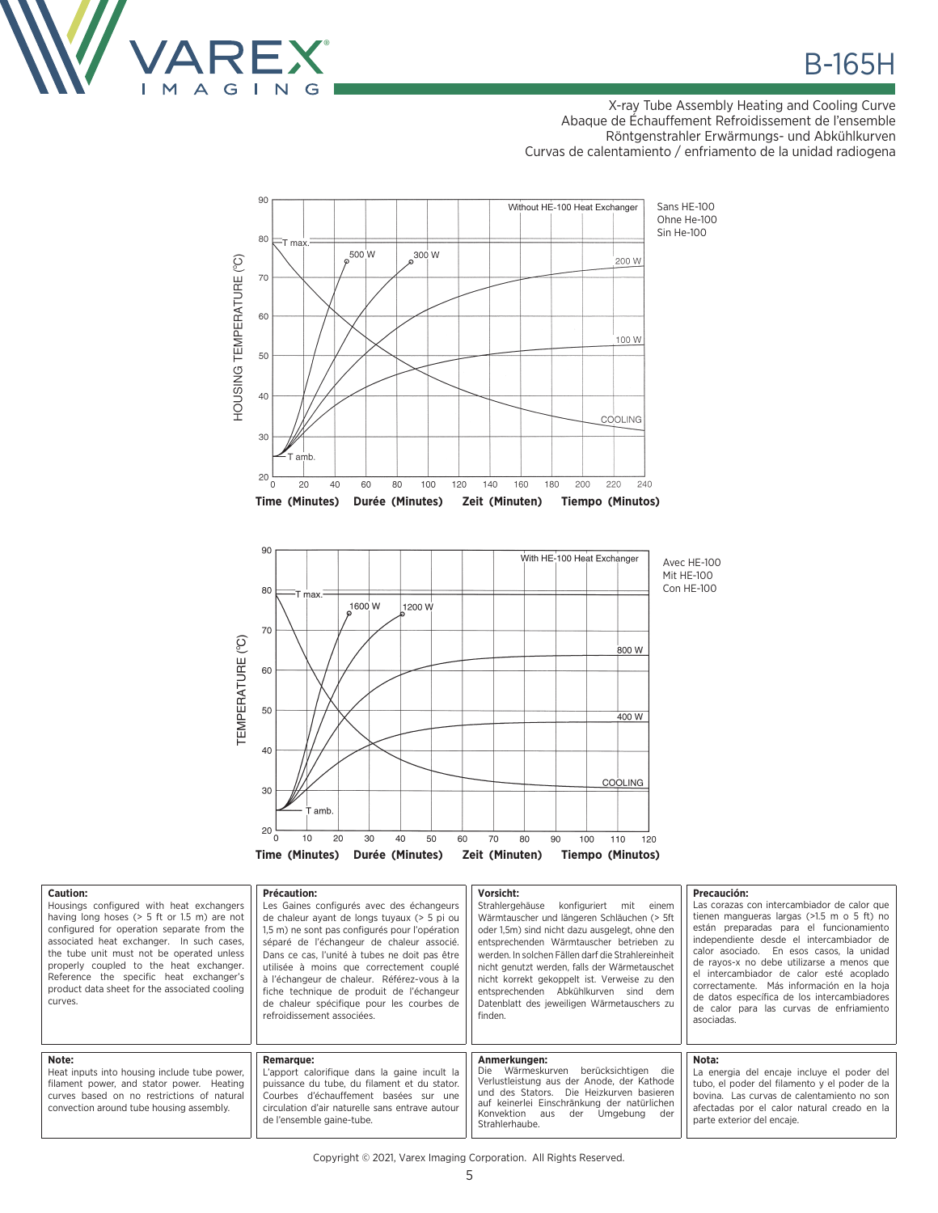# B-165H

X-ray Tube Assembly Heating and Cooling Curve
Abaque de Échauffement Refroidissement de l'ensemble
Röntgenstrahler Erwärmungs- und Abkühlkurven
Curvas de calentamiento / enfriamento de la unidad radiogena

Without HE-100 Heat Exchanger

Sans HE-100
Ohne He-100
Sin He-100

HOUSING TEMPERATURE (°C)

T max. — 500 W — 300 W — 200 W — 100 W — COOLING — T amb.

**Time (Minutes) Durée (Minutes) Zeit (Minuten) Tiempo (Minutos)**

With HE-100 Heat Exchanger

Avec HE-100
Mit HE-100
Con HE-100

TEMPERATURE (°C)

T max. — 1600 W — 1200 W — 800 W — 400 W — COOLING — T amb.

**Time (Minutes) Durée (Minutes) Zeit (Minuten) Tiempo (Minutos)**

**Caution:**
Housings configured with heat exchangers having long hoses (> 5 ft or 1.5 m) are not configured for operation separate from the associated heat exchanger. In such cases, the tube unit must not be operated unless properly coupled to the heat exchanger. Reference the specific heat exchanger's product data sheet for the associated cooling curves.

**Précaution:**
Les Gaines configurés avec des échangeurs de chaleur ayant de longs tuyaux (> 5 pi ou 1,5 m) ne sont pas configurés pour l'opération séparé de l'échangeur de chaleur associé. Dans ce cas, l'unité à tubes ne doit pas être utilisée à moins que correctement couplé à l'échangeur de chaleur. Référez-vous à la fiche technique de produit de l'échangeur de chaleur spécifique pour les courbes de refroidissement associées.

**Vorsicht:**
Strahlergehäuse konfiguriert mit einem Wärmtauscher und längeren Schläuchen (> 5ft oder 1,5m) sind nicht dazu ausgelegt, ohne den entsprechenden Wärmtauscher betrieben zu werden. In solchen Fällen darf die Strahlereinheit nicht genutzt werden, falls der Wärmetauschet nicht korrekt gekoppelt ist. Verweise zu den entsprechenden Abkühlkurven sind dem Datenblatt des jeweiligen Wärmetauschers zu finden.

**Precaución:**
Las corazas con intercambiador de calor que tienen mangueras largas (>1.5 m o 5 ft) no están preparadas para el funcionamiento independiente desde el intercambiador de calor asociado. En esos casos, la unidad de rayos-x no debe utilizarse a menos que el intercambiador de calor esté acoplado correctamente. Más información en la hoja de datos específica de los intercambiadores de calor para las curvas de enfriamiento asociadas.

**Note:**
Heat inputs into housing include tube power, filament power, and stator power. Heating curves based on no restrictions of natural convection around tube housing assembly.

**Remarque:**
L'apport calorifique dans la gaine incult la puissance du tube, du filament et du stator. Courbes d'échauffement basées sur une circulation d'air naturelle sans entrave autour de l'ensemble gaine-tube.

**Anmerkungen:**
Die Wärmeskurven berücksichtigen die Verlustleistung aus der Anode, der Kathode und des Stators. Die Heizkurven basieren auf keinerlei Einschränkung der natürlichen Konvektion aus der Umgebung der Strahlerhaube.

**Nota:**
La energia del encaje incluye el poder del tubo, el poder del filamento y el poder de la bovina. Las curvas de calentamiento no son afectadas por el calor natural creado en la parte exterior del encaje.

Copyright © 2021, Varex Imaging Corporation. All Rights Reserved.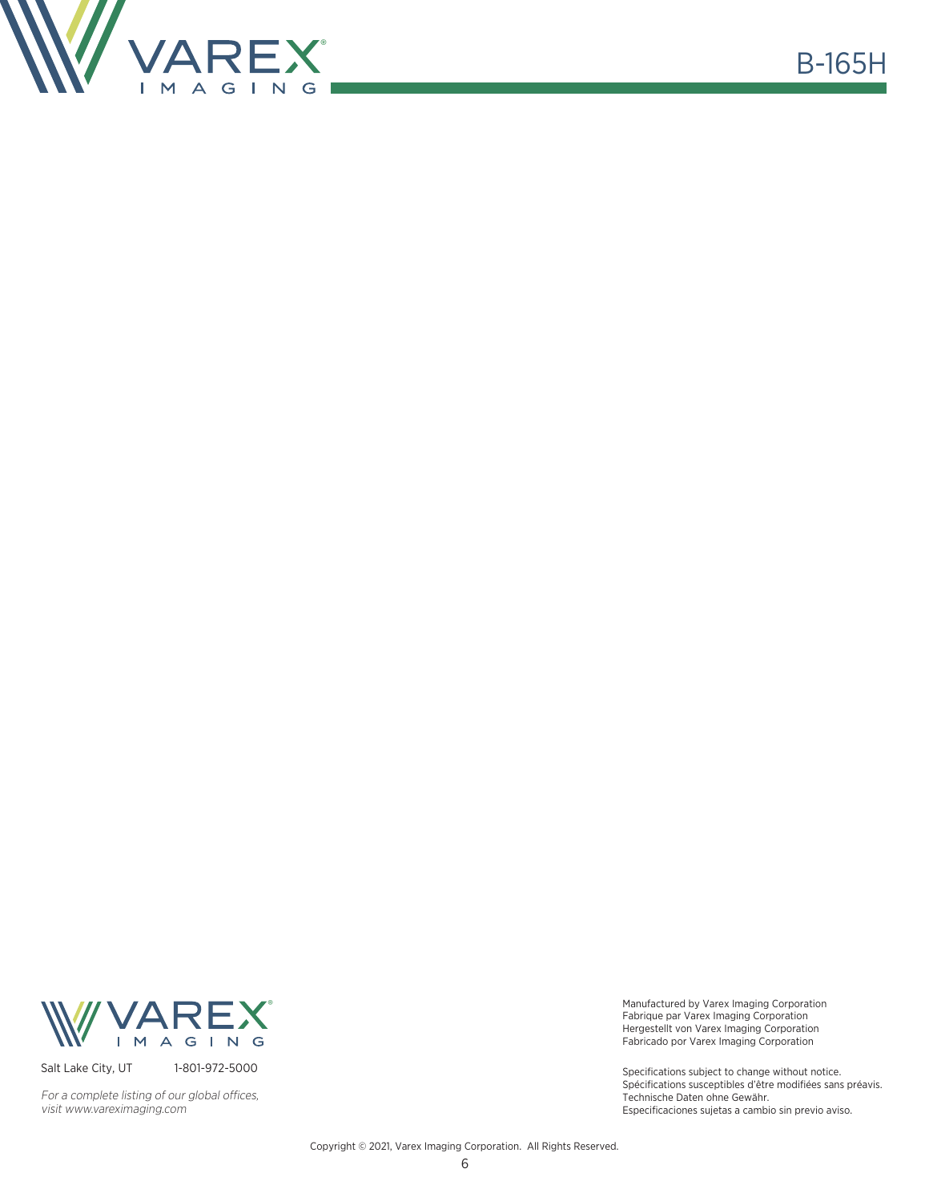VAREX IMAGING

Salt Lake City, UT 1-801-972-5000

*For a complete listing of our global offices, visit www.vareximaging.com*

Manufactured by Varex Imaging Corporation
Fabrique par Varex Imaging Corporation
Hergestellt von Varex Imaging Corporation
Fabricado por Varex Imaging Corporation

Specifications subject to change without notice.
Spécifications susceptibles d'être modifiées sans préavis.
Technische Daten ohne Gewähr.
Especificaciones sujetas a cambio sin previo aviso.

Copyright © 2021, Varex Imaging Corporation. All Rights Reserved.